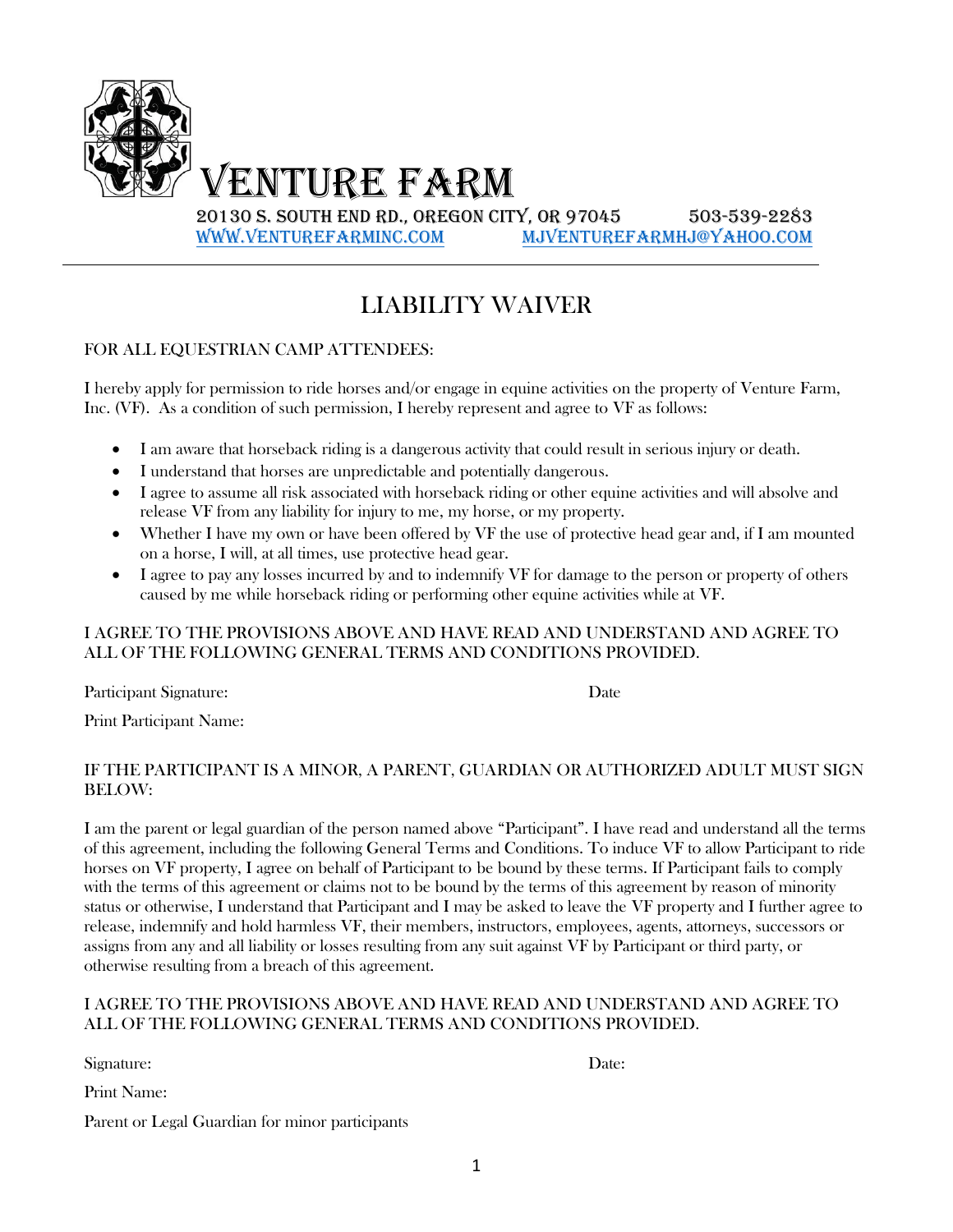# Venture Farm

20130 S. South End Rd., Oregon City, OR 97045 503-539-2283

www.venturefarminc.com mjventurefarmhj@yahoo.com

---

## LIABILITY WAIVER

FOR ALL EQUESTRIAN CAMP ATTENDEES:

I hereby apply for permission to ride horses and/or engage in equine activities on the property of Venture Farm, Inc. (VF). As a condition of such permission, I hereby represent and agree to VF as follows:

- I am aware that horseback riding is a dangerous activity that could result in serious injury or death.
- I understand that horses are unpredictable and potentially dangerous.
- I agree to assume all risk associated with horseback riding or other equine activities and will absolve and release VF from any liability for injury to me, my horse, or my property.
- Whether I have my own or have been offered by VF the use of protective head gear and, if I am mounted on a horse, I will, at all times, use protective head gear.
- I agree to pay any losses incurred by and to indemnify VF for damage to the person or property of others caused by me while horseback riding or performing other equine activities while at VF.

I AGREE TO THE PROVISIONS ABOVE AND HAVE READ AND UNDERSTAND AND AGREE TO ALL OF THE FOLLOWING GENERAL TERMS AND CONDITIONS PROVIDED.

Participant Signature: Date

Print Participant Name:

IF THE PARTICIPANT IS A MINOR, A PARENT, GUARDIAN OR AUTHORIZED ADULT MUST SIGN BELOW:

I am the parent or legal guardian of the person named above "Participant". I have read and understand all the terms of this agreement, including the following General Terms and Conditions. To induce VF to allow Participant to ride horses on VF property, I agree on behalf of Participant to be bound by these terms. If Participant fails to comply with the terms of this agreement or claims not to be bound by the terms of this agreement by reason of minority status or otherwise, I understand that Participant and I may be asked to leave the VF property and I further agree to release, indemnify and hold harmless VF, their members, instructors, employees, agents, attorneys, successors or assigns from any and all liability or losses resulting from any suit against VF by Participant or third party, or otherwise resulting from a breach of this agreement.

I AGREE TO THE PROVISIONS ABOVE AND HAVE READ AND UNDERSTAND AND AGREE TO ALL OF THE FOLLOWING GENERAL TERMS AND CONDITIONS PROVIDED.

Signature: Date:

Print Name:

Parent or Legal Guardian for minor participants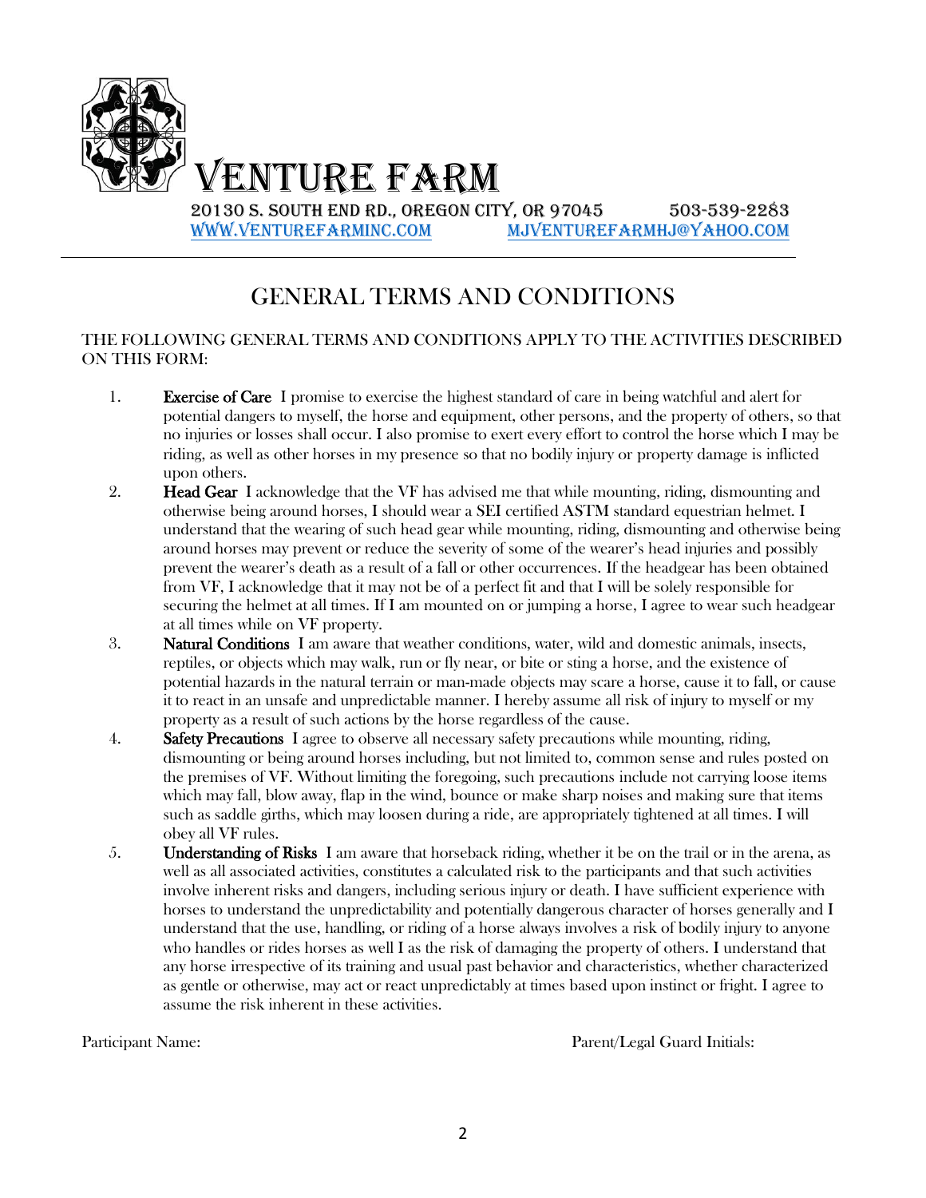# Venture Farm

20130 S. South End Rd., Oregon City, OR 97045 503-539-2283
www.venturefarminc.com mjventurefarmhj@yahoo.com

---

## GENERAL TERMS AND CONDITIONS

THE FOLLOWING GENERAL TERMS AND CONDITIONS APPLY TO THE ACTIVITIES DESCRIBED ON THIS FORM:

1. **Exercise of Care** I promise to exercise the highest standard of care in being watchful and alert for potential dangers to myself, the horse and equipment, other persons, and the property of others, so that no injuries or losses shall occur. I also promise to exert every effort to control the horse which I may be riding, as well as other horses in my presence so that no bodily injury or property damage is inflicted upon others.
2. **Head Gear** I acknowledge that the VF has advised me that while mounting, riding, dismounting and otherwise being around horses, I should wear a SEI certified ASTM standard equestrian helmet. I understand that the wearing of such head gear while mounting, riding, dismounting and otherwise being around horses may prevent or reduce the severity of some of the wearer's head injuries and possibly prevent the wearer's death as a result of a fall or other occurrences. If the headgear has been obtained from VF, I acknowledge that it may not be of a perfect fit and that I will be solely responsible for securing the helmet at all times. If I am mounted on or jumping a horse, I agree to wear such headgear at all times while on VF property.
3. **Natural Conditions** I am aware that weather conditions, water, wild and domestic animals, insects, reptiles, or objects which may walk, run or fly near, or bite or sting a horse, and the existence of potential hazards in the natural terrain or man-made objects may scare a horse, cause it to fall, or cause it to react in an unsafe and unpredictable manner. I hereby assume all risk of injury to myself or my property as a result of such actions by the horse regardless of the cause.
4. **Safety Precautions** I agree to observe all necessary safety precautions while mounting, riding, dismounting or being around horses including, but not limited to, common sense and rules posted on the premises of VF. Without limiting the foregoing, such precautions include not carrying loose items which may fall, blow away, flap in the wind, bounce or make sharp noises and making sure that items such as saddle girths, which may loosen during a ride, are appropriately tightened at all times. I will obey all VF rules.
5. **Understanding of Risks** I am aware that horseback riding, whether it be on the trail or in the arena, as well as all associated activities, constitutes a calculated risk to the participants and that such activities involve inherent risks and dangers, including serious injury or death. I have sufficient experience with horses to understand the unpredictability and potentially dangerous character of horses generally and I understand that the use, handling, or riding of a horse always involves a risk of bodily injury to anyone who handles or rides horses as well I as the risk of damaging the property of others. I understand that any horse irrespective of its training and usual past behavior and characteristics, whether characterized as gentle or otherwise, may act or react unpredictably at times based upon instinct or fright. I agree to assume the risk inherent in these activities.

Participant Name: Parent/Legal Guard Initials: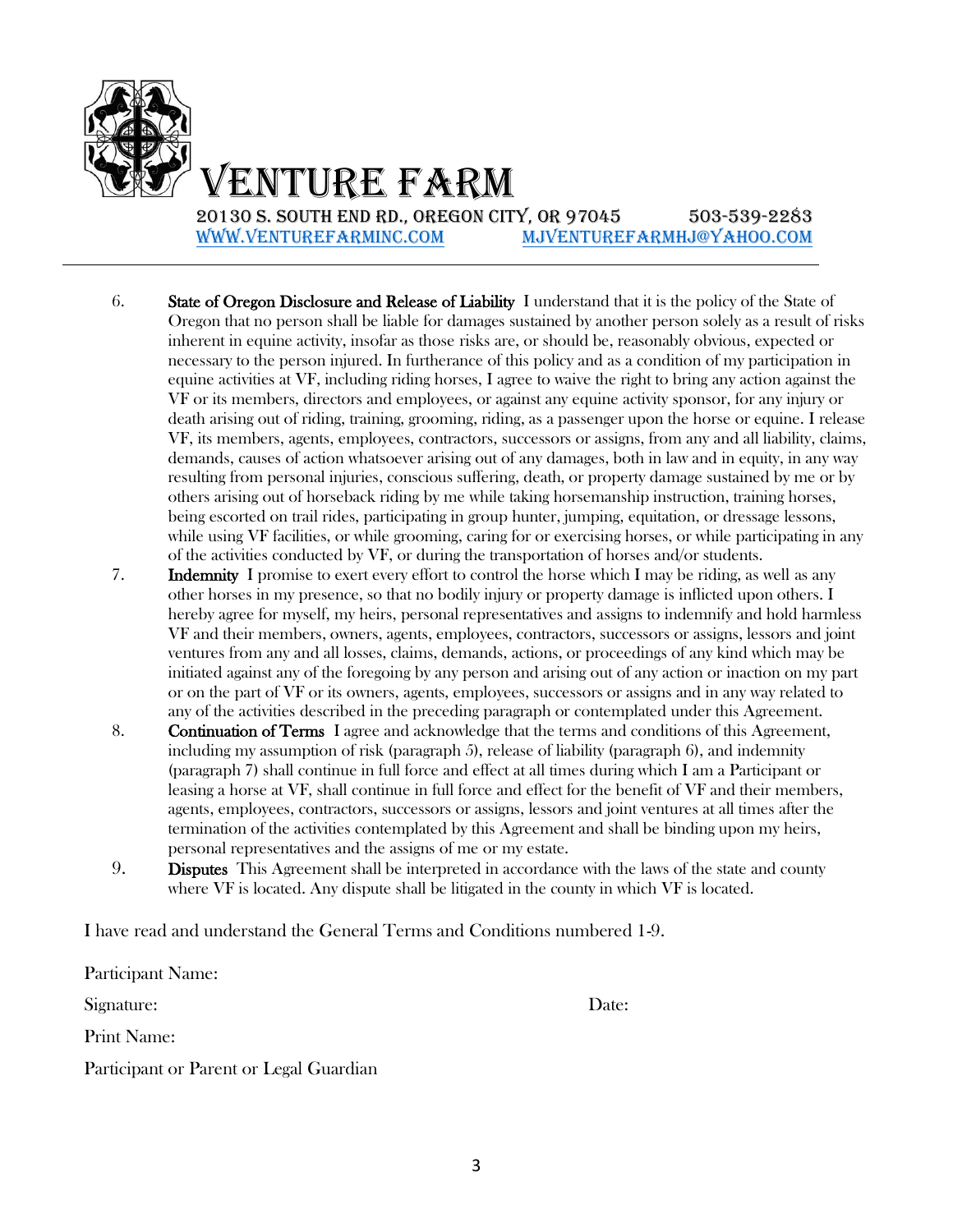# Venture Farm

20130 S. South End Rd., Oregon City, OR 97045     503-539-2283
www.venturefarminc.com     mjventurefarmhj@yahoo.com

---

6. **State of Oregon Disclosure and Release of Liability** I understand that it is the policy of the State of Oregon that no person shall be liable for damages sustained by another person solely as a result of risks inherent in equine activity, insofar as those risks are, or should be, reasonably obvious, expected or necessary to the person injured. In furtherance of this policy and as a condition of my participation in equine activities at VF, including riding horses, I agree to waive the right to bring any action against the VF or its members, directors and employees, or against any equine activity sponsor, for any injury or death arising out of riding, training, grooming, riding, as a passenger upon the horse or equine. I release VF, its members, agents, employees, contractors, successors or assigns, from any and all liability, claims, demands, causes of action whatsoever arising out of any damages, both in law and in equity, in any way resulting from personal injuries, conscious suffering, death, or property damage sustained by me or by others arising out of horseback riding by me while taking horsemanship instruction, training horses, being escorted on trail rides, participating in group hunter, jumping, equitation, or dressage lessons, while using VF facilities, or while grooming, caring for or exercising horses, or while participating in any of the activities conducted by VF, or during the transportation of horses and/or students.
7. **Indemnity** I promise to exert every effort to control the horse which I may be riding, as well as any other horses in my presence, so that no bodily injury or property damage is inflicted upon others. I hereby agree for myself, my heirs, personal representatives and assigns to indemnify and hold harmless VF and their members, owners, agents, employees, contractors, successors or assigns, lessors and joint ventures from any and all losses, claims, demands, actions, or proceedings of any kind which may be initiated against any of the foregoing by any person and arising out of any action or inaction on my part or on the part of VF or its owners, agents, employees, successors or assigns and in any way related to any of the activities described in the preceding paragraph or contemplated under this Agreement.
8. **Continuation of Terms** I agree and acknowledge that the terms and conditions of this Agreement, including my assumption of risk (paragraph 5), release of liability (paragraph 6), and indemnity (paragraph 7) shall continue in full force and effect at all times during which I am a Participant or leasing a horse at VF, shall continue in full force and effect for the benefit of VF and their members, agents, employees, contractors, successors or assigns, lessors and joint ventures at all times after the termination of the activities contemplated by this Agreement and shall be binding upon my heirs, personal representatives and the assigns of me or my estate.
9. **Disputes** This Agreement shall be interpreted in accordance with the laws of the state and county where VF is located. Any dispute shall be litigated in the county in which VF is located.

I have read and understand the General Terms and Conditions numbered 1-9.

Participant Name:

Signature: Date:

Print Name:

Participant or Parent or Legal Guardian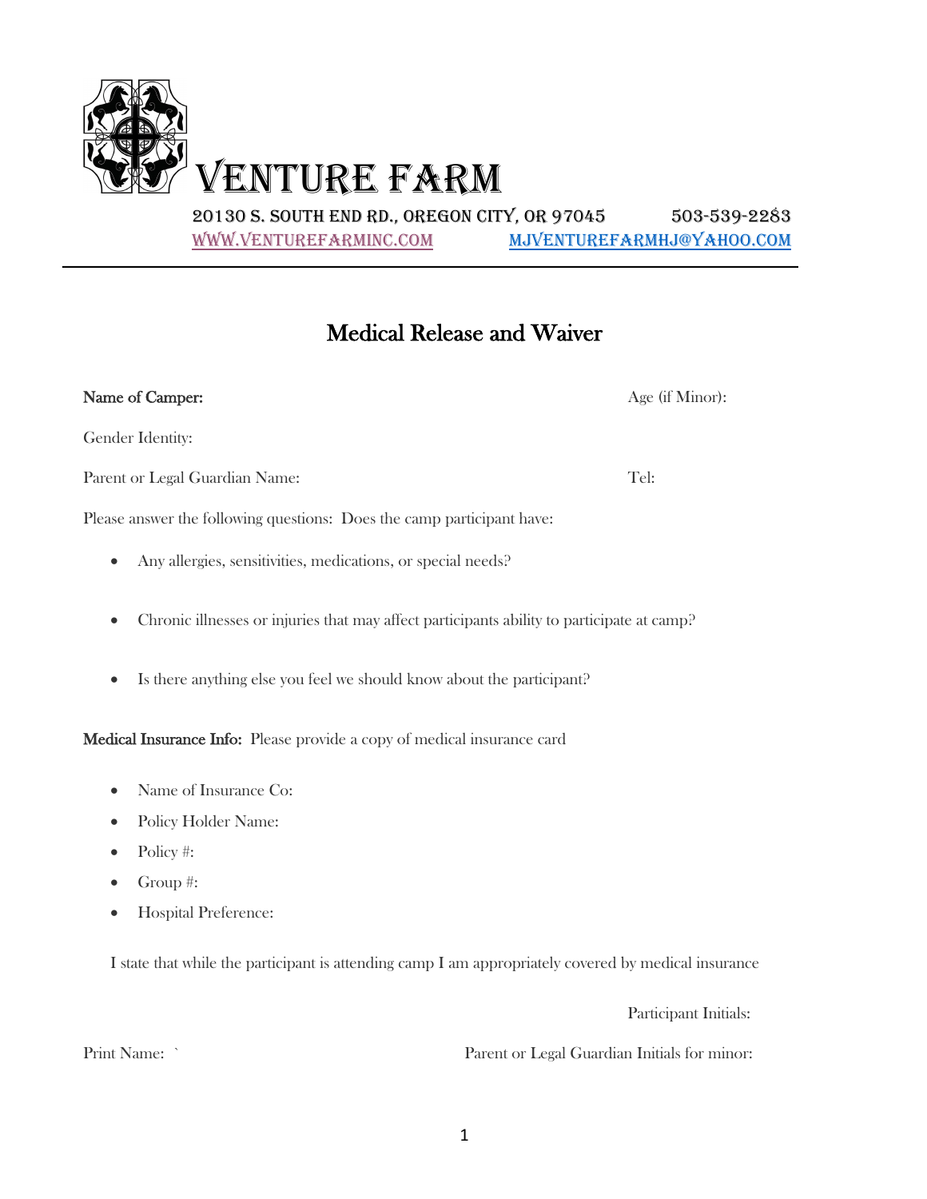# Venture Farm

20130 S. South End Rd., Oregon City, OR 97045 503-539-2283

www.venturefarminc.com mjventurefarmhj@yahoo.com

---

## Medical Release and Waiver

**Name of Camper:** Age (if Minor):

Gender Identity:

Parent or Legal Guardian Name: Tel:

Please answer the following questions: Does the camp participant have:

- Any allergies, sensitivities, medications, or special needs?
- Chronic illnesses or injuries that may affect participants ability to participate at camp?
- Is there anything else you feel we should know about the participant?

**Medical Insurance Info:** Please provide a copy of medical insurance card

- Name of Insurance Co:
- Policy Holder Name:
- Policy #:
- Group #:
- Hospital Preference:

I state that while the participant is attending camp I am appropriately covered by medical insurance

Participant Initials:

Print Name: ` Parent or Legal Guardian Initials for minor: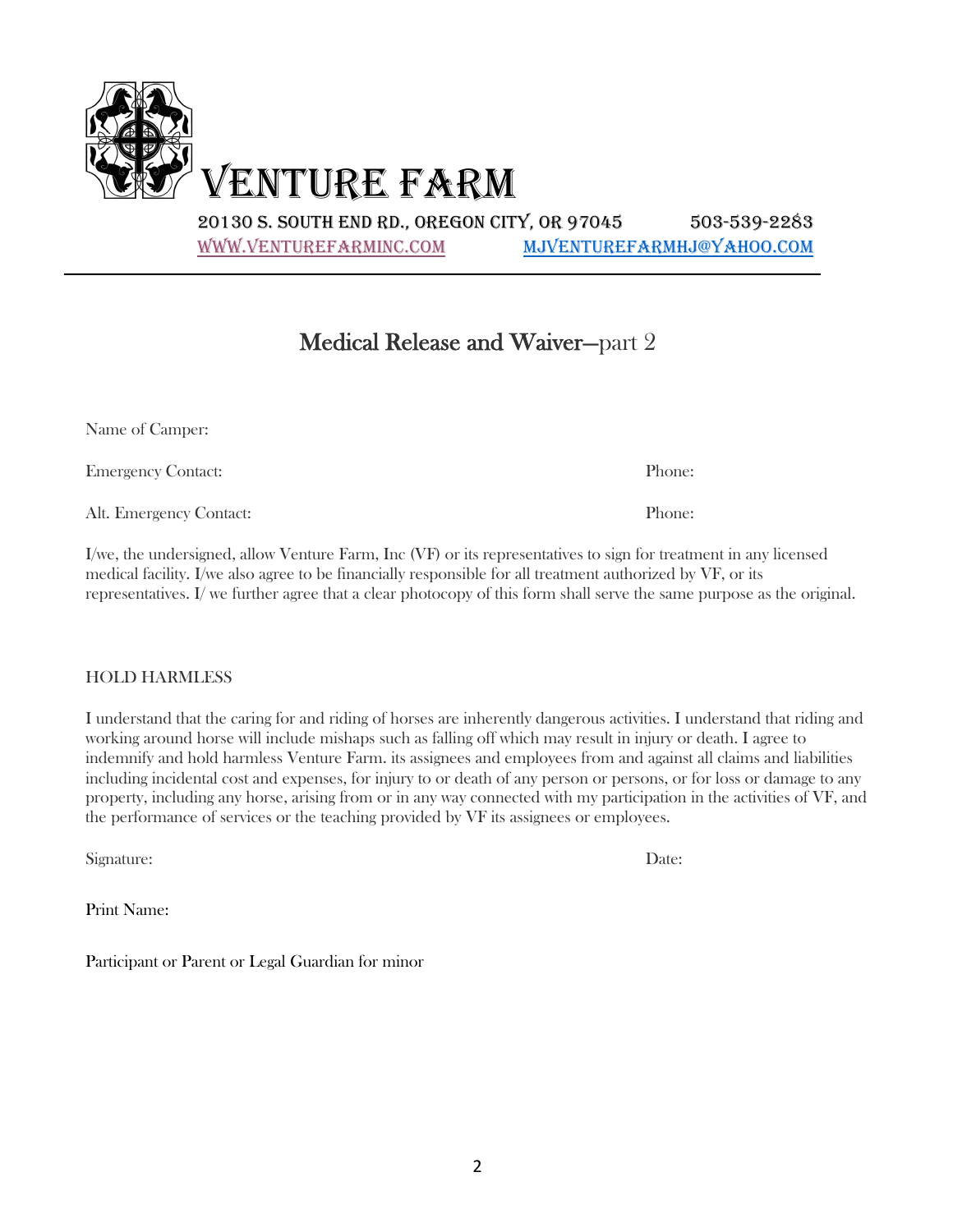# VENTURE FARM

20130 S. South End Rd., Oregon City, OR 97045 503-539-2283

www.venturefarminc.com mjventurefarmhj@yahoo.com

---

## Medical Release and Waiver—part 2

Name of Camper:

Emergency Contact: Phone:

Alt. Emergency Contact: Phone:

I/we, the undersigned, allow Venture Farm, Inc (VF) or its representatives to sign for treatment in any licensed medical facility. I/we also agree to be financially responsible for all treatment authorized by VF, or its representatives. I/ we further agree that a clear photocopy of this form shall serve the same purpose as the original.

HOLD HARMLESS

I understand that the caring for and riding of horses are inherently dangerous activities. I understand that riding and working around horse will include mishaps such as falling off which may result in injury or death. I agree to indemnify and hold harmless Venture Farm. its assignees and employees from and against all claims and liabilities including incidental cost and expenses, for injury to or death of any person or persons, or for loss or damage to any property, including any horse, arising from or in any way connected with my participation in the activities of VF, and the performance of services or the teaching provided by VF its assignees or employees.

Signature: Date:

Print Name:

Participant or Parent or Legal Guardian for minor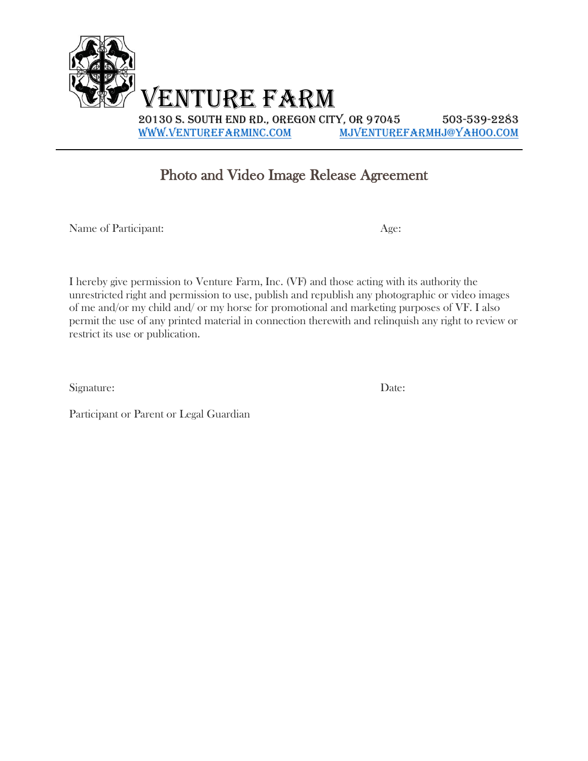# VENTURE FARM

20130 S. SOUTH END RD., OREGON CITY, OR 97045 503-539-2283
WWW.VENTUREFARMINC.COM MJVENTUREFARMHJ@YAHOO.COM

---

## Photo and Video Image Release Agreement

Name of Participant: Age:

I hereby give permission to Venture Farm, Inc. (VF) and those acting with its authority the unrestricted right and permission to use, publish and republish any photographic or video images of me and/or my child and/ or my horse for promotional and marketing purposes of VF. I also permit the use of any printed material in connection therewith and relinquish any right to review or restrict its use or publication.

Signature: Date:

Participant or Parent or Legal Guardian